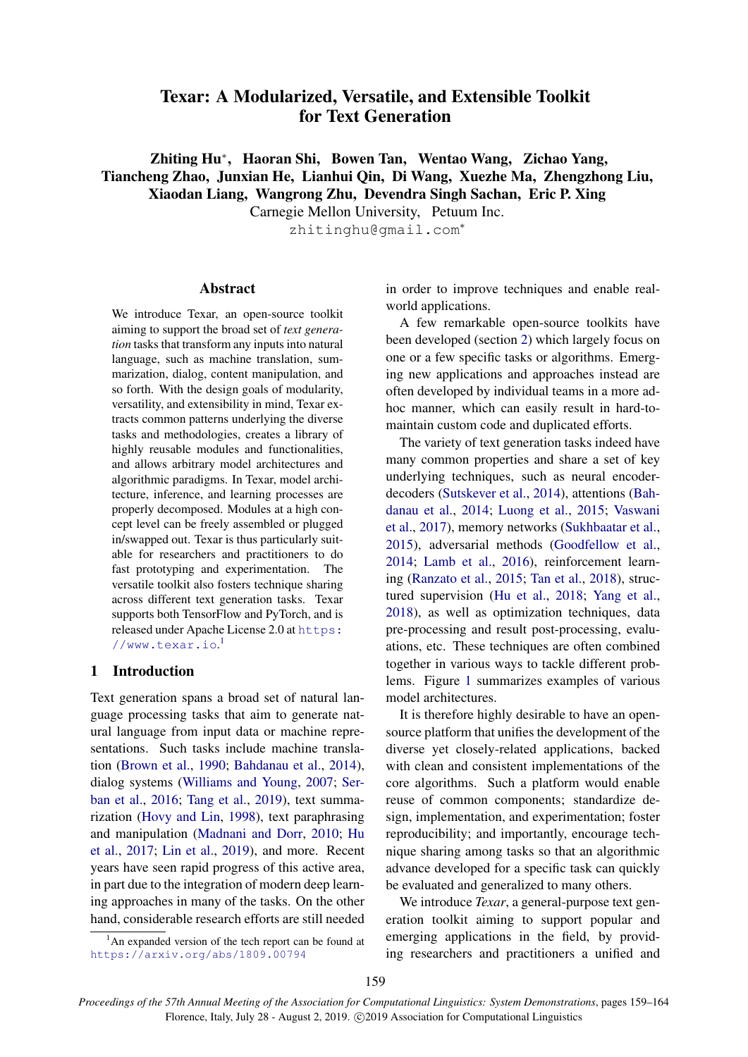# Texar: A Modularized, Versatile, and Extensible Toolkit for Text Generation

**Zhiting Hu*, Haoran Shi, Bowen Tan, Wentao Wang, Zichao Yang, Tiancheng Zhao, Junxian He, Lianhui Qin, Di Wang, Xuezhe Ma, Zhengzhong Liu, Xiaodan Liang, Wangrong Zhu, Devendra Singh Sachan, Eric P. Xing**

Carnegie Mellon University, Petuum Inc.

zhitinghu@gmail.com*

## Abstract

We introduce Texar, an open-source toolkit aiming to support the broad set of *text generation* tasks that transform any inputs into natural language, such as machine translation, summarization, dialog, content manipulation, and so forth. With the design goals of modularity, versatility, and extensibility in mind, Texar extracts common patterns underlying the diverse tasks and methodologies, creates a library of highly reusable modules and functionalities, and allows arbitrary model architectures and algorithmic paradigms. In Texar, model architecture, inference, and learning processes are properly decomposed. Modules at a high concept level can be freely assembled or plugged in/swapped out. Texar is thus particularly suitable for researchers and practitioners to do fast prototyping and experimentation. The versatile toolkit also fosters technique sharing across different text generation tasks. Texar supports both TensorFlow and PyTorch, and is released under Apache License 2.0 at https://www.texar.io.[1]

## 1 Introduction

Text generation spans a broad set of natural language processing tasks that aim to generate natural language from input data or machine representations. Such tasks include machine translation (Brown et al., 1990; Bahdanau et al., 2014), dialog systems (Williams and Young, 2007; Serban et al., 2016; Tang et al., 2019), text summarization (Hovy and Lin, 1998), text paraphrasing and manipulation (Madnani and Dorr, 2010; Hu et al., 2017; Lin et al., 2019), and more. Recent years have seen rapid progress of this active area, in part due to the integration of modern deep learning approaches in many of the tasks. On the other hand, considerable research efforts are still needed in order to improve techniques and enable real-world applications.

A few remarkable open-source toolkits have been developed (section 2) which largely focus on one or a few specific tasks or algorithms. Emerging new applications and approaches instead are often developed by individual teams in a more ad-hoc manner, which can easily result in hard-to-maintain custom code and duplicated efforts.

The variety of text generation tasks indeed have many common properties and share a set of key underlying techniques, such as neural encoder-decoders (Sutskever et al., 2014), attentions (Bahdanau et al., 2014; Luong et al., 2015; Vaswani et al., 2017), memory networks (Sukhbaatar et al., 2015), adversarial methods (Goodfellow et al., 2014; Lamb et al., 2016), reinforcement learning (Ranzato et al., 2015; Tan et al., 2018), structured supervision (Hu et al., 2018; Yang et al., 2018), as well as optimization techniques, data pre-processing and result post-processing, evaluations, etc. These techniques are often combined together in various ways to tackle different problems. Figure 1 summarizes examples of various model architectures.

It is therefore highly desirable to have an open-source platform that unifies the development of the diverse yet closely-related applications, backed with clean and consistent implementations of the core algorithms. Such a platform would enable reuse of common components; standardize design, implementation, and experimentation; foster reproducibility; and importantly, encourage technique sharing among tasks so that an algorithmic advance developed for a specific task can quickly be evaluated and generalized to many others.

We introduce *Texar*, a general-purpose text generation toolkit aiming to support popular and emerging applications in the field, by providing researchers and practitioners a unified and

[1] An expanded version of the tech report can be found at https://arxiv.org/abs/1809.00794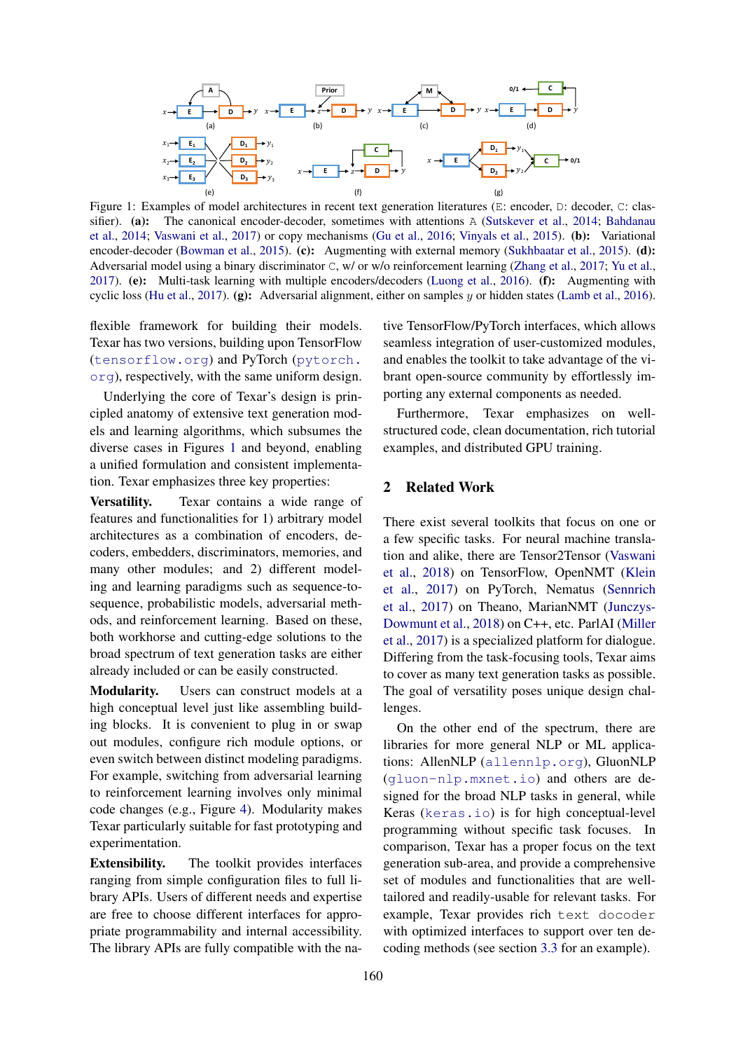Figure 1: Examples of model architectures in recent text generation literatures (E: encoder, D: decoder, C: classifier). **(a):** The canonical encoder-decoder, sometimes with attentions A (Sutskever et al., 2014; Bahdanau et al., 2014; Vaswani et al., 2017) or copy mechanisms (Gu et al., 2016; Vinyals et al., 2015). **(b):** Variational encoder-decoder (Bowman et al., 2015). **(c):** Augmenting with external memory (Sukhbaatar et al., 2015). **(d):** Adversarial model using a binary discriminator C, w/ or w/o reinforcement learning (Zhang et al., 2017; Yu et al., 2017). **(e):** Multi-task learning with multiple encoders/decoders (Luong et al., 2016). **(f):** Augmenting with cyclic loss (Hu et al., 2017). **(g):** Adversarial alignment, either on samples $y$ or hidden states (Lamb et al., 2016).

flexible framework for building their models. Texar has two versions, building upon TensorFlow (tensorflow.org) and PyTorch (pytorch.org), respectively, with the same uniform design.

Underlying the core of Texar's design is principled anatomy of extensive text generation models and learning algorithms, which subsumes the diverse cases in Figures 1 and beyond, enabling a unified formulation and consistent implementation. Texar emphasizes three key properties:

**Versatility.** Texar contains a wide range of features and functionalities for 1) arbitrary model architectures as a combination of encoders, decoders, embedders, discriminators, memories, and many other modules; and 2) different modeling and learning paradigms such as sequence-to-sequence, probabilistic models, adversarial methods, and reinforcement learning. Based on these, both workhorse and cutting-edge solutions to the broad spectrum of text generation tasks are either already included or can be easily constructed.

**Modularity.** Users can construct models at a high conceptual level just like assembling building blocks. It is convenient to plug in or swap out modules, configure rich module options, or even switch between distinct modeling paradigms. For example, switching from adversarial learning to reinforcement learning involves only minimal code changes (e.g., Figure 4). Modularity makes Texar particularly suitable for fast prototyping and experimentation.

**Extensibility.** The toolkit provides interfaces ranging from simple configuration files to full library APIs. Users of different needs and expertise are free to choose different interfaces for appropriate programmability and internal accessibility. The library APIs are fully compatible with the native TensorFlow/PyTorch interfaces, which allows seamless integration of user-customized modules, and enables the toolkit to take advantage of the vibrant open-source community by effortlessly importing any external components as needed.

Furthermore, Texar emphasizes on well-structured code, clean documentation, rich tutorial examples, and distributed GPU training.

## 2 Related Work

There exist several toolkits that focus on one or a few specific tasks. For neural machine translation and alike, there are Tensor2Tensor (Vaswani et al., 2018) on TensorFlow, OpenNMT (Klein et al., 2017) on PyTorch, Nematus (Sennrich et al., 2017) on Theano, MarianNMT (Junczys-Dowmunt et al., 2018) on C++, etc. ParlAI (Miller et al., 2017) is a specialized platform for dialogue. Differing from the task-focusing tools, Texar aims to cover as many text generation tasks as possible. The goal of versatility poses unique design challenges.

On the other end of the spectrum, there are libraries for more general NLP or ML applications: AllenNLP (allennlp.org), GluonNLP (gluon-nlp.mxnet.io) and others are designed for the broad NLP tasks in general, while Keras (keras.io) is for high conceptual-level programming without specific task focuses. In comparison, Texar has a proper focus on the text generation sub-area, and provide a comprehensive set of modules and functionalities that are well-tailored and readily-usable for relevant tasks. For example, Texar provides rich text decoder with optimized interfaces to support over ten decoding methods (see section 3.3 for an example).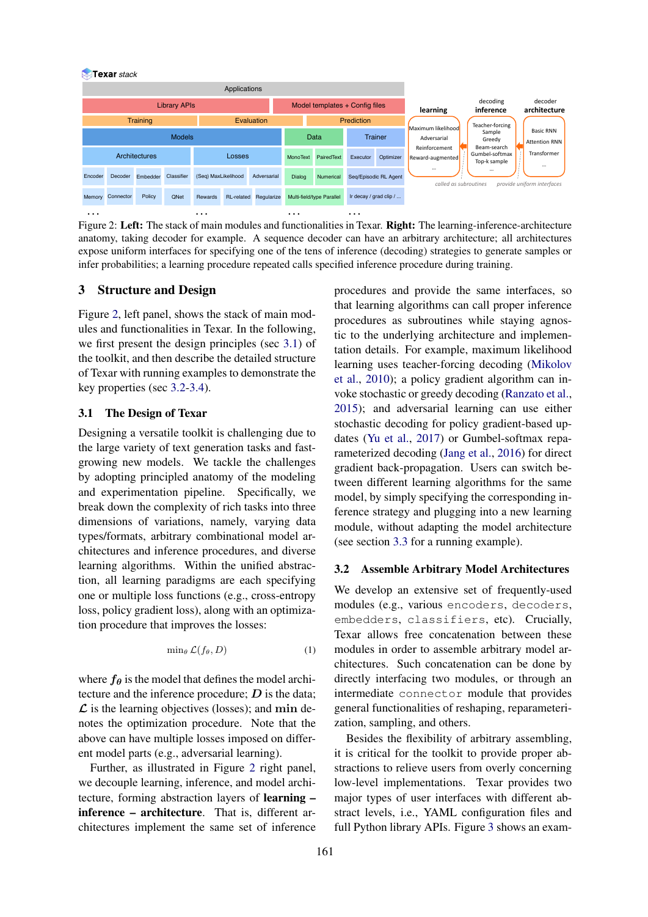Figure 2: **Left:** The stack of main modules and functionalities in Texar. **Right:** The learning-inference-architecture anatomy, taking decoder for example. A sequence decoder can have an arbitrary architecture; all architectures expose uniform interfaces for specifying one of the tens of inference (decoding) strategies to generate samples or infer probabilities; a learning procedure repeated calls specified inference procedure during training.

## 3 Structure and Design

Figure 2, left panel, shows the stack of main modules and functionalities in Texar. In the following, we first present the design principles (sec 3.1) of the toolkit, and then describe the detailed structure of Texar with running examples to demonstrate the key properties (sec 3.2-3.4).

### 3.1 The Design of Texar

Designing a versatile toolkit is challenging due to the large variety of text generation tasks and fast-growing new models. We tackle the challenges by adopting principled anatomy of the modeling and experimentation pipeline. Specifically, we break down the complexity of rich tasks into three dimensions of variations, namely, varying data types/formats, arbitrary combinational model architectures and inference procedures, and diverse learning algorithms. Within the unified abstraction, all learning paradigms are each specifying one or multiple loss functions (e.g., cross-entropy loss, policy gradient loss), along with an optimization procedure that improves the losses:

$$\min_\theta \mathcal{L}(f_\theta, D) \tag{1}$$

where $\boldsymbol{f_\theta}$ is the model that defines the model architecture and the inference procedure; $\boldsymbol{D}$ is the data; $\boldsymbol{\mathcal{L}}$ is the learning objectives (losses); and $\mathbf{min}$ denotes the optimization procedure. Note that the above can have multiple losses imposed on different model parts (e.g., adversarial learning).

Further, as illustrated in Figure 2 right panel, we decouple learning, inference, and model architecture, forming abstraction layers of **learning – inference – architecture**. That is, different architectures implement the same set of inference procedures and provide the same interfaces, so that learning algorithms can call proper inference procedures as subroutines while staying agnostic to the underlying architecture and implementation details. For example, maximum likelihood learning uses teacher-forcing decoding (Mikolov et al., 2010); a policy gradient algorithm can invoke stochastic or greedy decoding (Ranzato et al., 2015); and adversarial learning can use either stochastic decoding for policy gradient-based updates (Yu et al., 2017) or Gumbel-softmax reparameterized decoding (Jang et al., 2016) for direct gradient back-propagation. Users can switch between different learning algorithms for the same model, by simply specifying the corresponding inference strategy and plugging into a new learning module, without adapting the model architecture (see section 3.3 for a running example).

### 3.2 Assemble Arbitrary Model Architectures

We develop an extensive set of frequently-used modules (e.g., various `encoders`, `decoders`, `embedders`, `classifiers`, etc). Crucially, Texar allows free concatenation between these modules in order to assemble arbitrary model architectures. Such concatenation can be done by directly interfacing two modules, or through an intermediate `connector` module that provides general functionalities of reshaping, reparameterization, sampling, and others.

Besides the flexibility of arbitrary assembling, it is critical for the toolkit to provide proper abstractions to relieve users from overly concerning low-level implementations. Texar provides two major types of user interfaces with different abstract levels, i.e., YAML configuration files and full Python library APIs. Figure 3 shows an exam-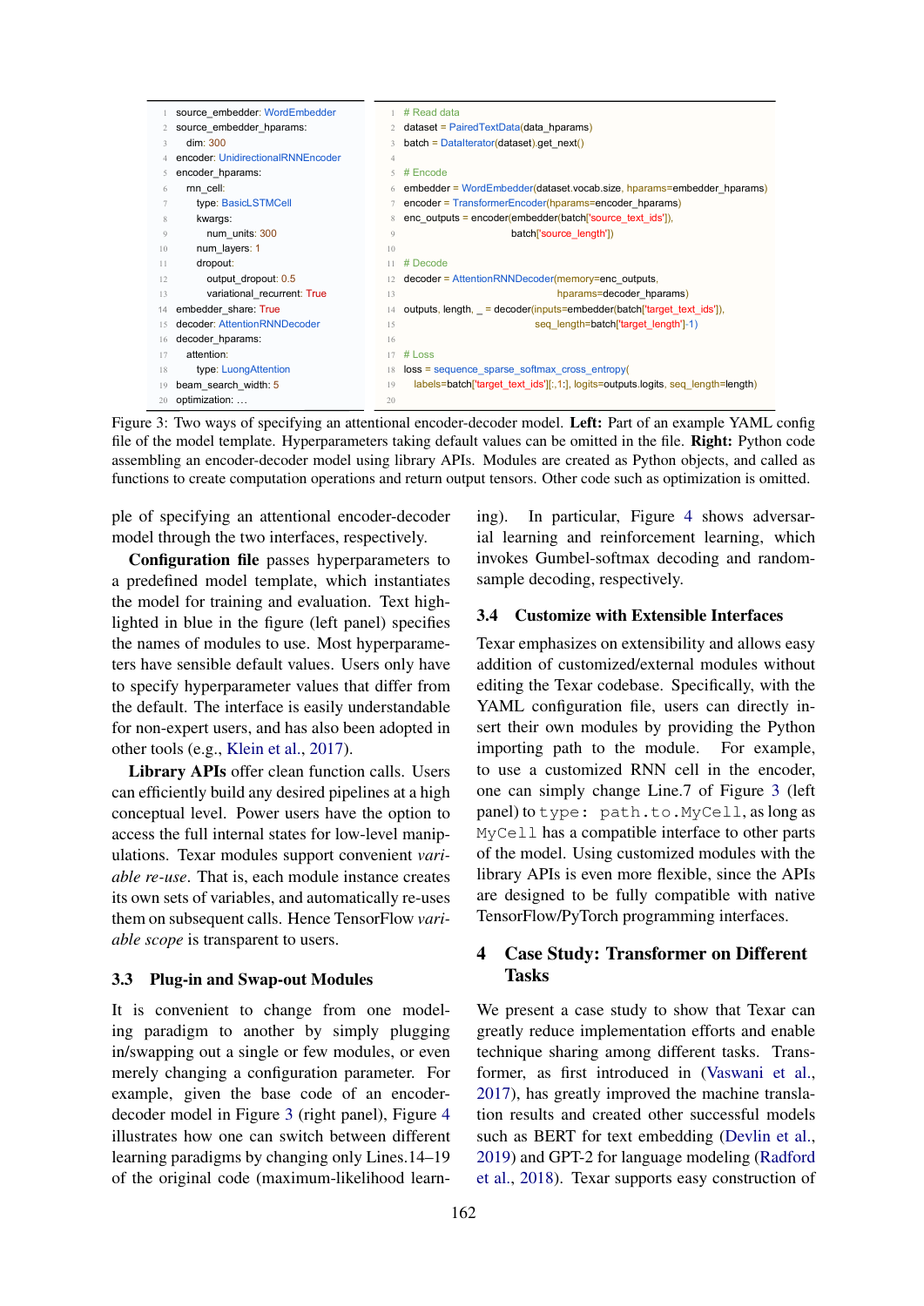```yaml
source_embedder: WordEmbedder
source_embedder_hparams:
  dim: 300
encoder: UnidirectionalRNNEncoder
encoder_hparams:
  rnn_cell:
    type: BasicLSTMCell
    kwargs:
      num_units: 300
    num_layers: 1
    dropout:
      output_dropout: 0.5
      variational_recurrent: True
embedder_share: True
decoder: AttentionRNNDecoder
decoder_hparams:
  attention:
    type: LuongAttention
beam_search_width: 5
optimization: ...
```

```python
# Read data
dataset = PairedTextData(data_hparams)
batch = DataIterator(dataset).get_next()

# Encode
embedder = WordEmbedder(dataset.vocab.size, hparams=embedder_hparams)
encoder = TransformerEncoder(hparams=encoder_hparams)
enc_outputs = encoder(embedder(batch['source_text_ids']),
                      batch['source_length'])

# Decode
decoder = AttentionRNNDecoder(memory=enc_outputs,
                              hparams=decoder_hparams)
outputs, length, _ = decoder(inputs=embedder(batch['target_text_ids']),
                             seq_length=batch['target_length']-1)

# Loss
loss = sequence_sparse_softmax_cross_entropy(
    labels=batch['target_text_ids'][:,1:], logits=outputs.logits, seq_length=length)
```

Figure 3: Two ways of specifying an attentional encoder-decoder model. **Left:** Part of an example YAML config file of the model template. Hyperparameters taking default values can be omitted in the file. **Right:** Python code assembling an encoder-decoder model using library APIs. Modules are created as Python objects, and called as functions to create computation operations and return output tensors. Other code such as optimization is omitted.

ple of specifying an attentional encoder-decoder model through the two interfaces, respectively.

**Configuration file** passes hyperparameters to a predefined model template, which instantiates the model for training and evaluation. Text highlighted in blue in the figure (left panel) specifies the names of modules to use. Most hyperparameters have sensible default values. Users only have to specify hyperparameter values that differ from the default. The interface is easily understandable for non-expert users, and has also been adopted in other tools (e.g., Klein et al., 2017).

**Library APIs** offer clean function calls. Users can efficiently build any desired pipelines at a high conceptual level. Power users have the option to access the full internal states for low-level manipulations. Texar modules support convenient *variable re-use*. That is, each module instance creates its own sets of variables, and automatically re-uses them on subsequent calls. Hence TensorFlow *variable scope* is transparent to users.

### 3.3 Plug-in and Swap-out Modules

It is convenient to change from one modeling paradigm to another by simply plugging in/swapping out a single or few modules, or even merely changing a configuration parameter. For example, given the base code of an encoder-decoder model in Figure 3 (right panel), Figure 4 illustrates how one can switch between different learning paradigms by changing only Lines.14–19 of the original code (maximum-likelihood learning). In particular, Figure 4 shows adversarial learning and reinforcement learning, which invokes Gumbel-softmax decoding and random-sample decoding, respectively.

### 3.4 Customize with Extensible Interfaces

Texar emphasizes on extensibility and allows easy addition of customized/external modules without editing the Texar codebase. Specifically, with the YAML configuration file, users can directly insert their own modules by providing the Python importing path to the module. For example, to use a customized RNN cell in the encoder, one can simply change Line.7 of Figure 3 (left panel) to `type: path.to.MyCell`, as long as `MyCell` has a compatible interface to other parts of the model. Using customized modules with the library APIs is even more flexible, since the APIs are designed to be fully compatible with native TensorFlow/PyTorch programming interfaces.

## 4 Case Study: Transformer on Different Tasks

We present a case study to show that Texar can greatly reduce implementation efforts and enable technique sharing among different tasks. Transformer, as first introduced in (Vaswani et al., 2017), has greatly improved the machine translation results and created other successful models such as BERT for text embedding (Devlin et al., 2019) and GPT-2 for language modeling (Radford et al., 2018). Texar supports easy construction of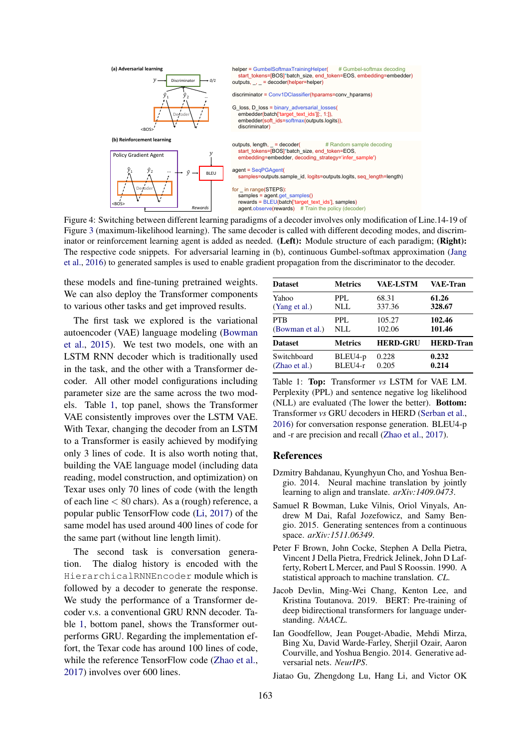(a) Adversarial learning

```
helper = GumbelSoftmaxTrainingHelper(      # Gumbel-softmax decoding
    start_tokens=[BOS]*batch_size, end_token=EOS, embedding=embedder)
outputs, _, _ = decoder(helper=helper)

discriminator = Conv1DClassifier(hparams=conv_hparams)

G_loss, D_loss = binary_adversarial_losses(
    embedder(batch['target_text_ids'][:, 1:]),
    embedder(soft_ids=softmax(outputs.logits)),
    discriminator)
```

(b) Reinforcement learning

```
outputs, length, _ = decoder(              # Random sample decoding
    start_tokens=[BOS]*batch_size, end_token=EOS,
    embedding=embedder, decoding_strategy='infer_sample')

agent = SeqPGAgent(
    samples=outputs.sample_id, logits=outputs.logits, seq_length=length)

for _ in range(STEPS):
    samples = agent.get_samples()
    rewards = BLEU(batch['target_text_ids'], samples)
    agent.observe(rewards)    # Train the policy (decoder)
```

Figure 4: Switching between different learning paradigms of a decoder involves only modification of Line.14-19 of Figure 3 (maximum-likelihood learning). The same decoder is called with different decoding modes, and discriminator or reinforcement learning agent is added as needed. **(Left):** Module structure of each paradigm; **(Right):** The respective code snippets. For adversarial learning in (b), continuous Gumbel-softmax approximation (Jang et al., 2016) to generated samples is used to enable gradient propagation from the discriminator to the decoder.

these models and fine-tuning pretrained weights. We can also deploy the Transformer components to various other tasks and get improved results.

The first task we explored is the variational autoencoder (VAE) language modeling (Bowman et al., 2015). We test two models, one with an LSTM RNN decoder which is traditionally used in the task, and the other with a Transformer decoder. All other model configurations including parameter size are the same across the two models. Table 1, top panel, shows the Transformer VAE consistently improves over the LSTM VAE. With Texar, changing the decoder from an LSTM to a Transformer is easily achieved by modifying only 3 lines of code. It is also worth noting that, building the VAE language model (including data reading, model construction, and optimization) on Texar uses only 70 lines of code (with the length of each line $< 80$ chars). As a (rough) reference, a popular public TensorFlow code (Li, 2017) of the same model has used around 400 lines of code for the same part (without line length limit).

The second task is conversation generation. The dialog history is encoded with the `HierarchicalRNNEncoder` module which is followed by a decoder to generate the response. We study the performance of a Transformer decoder v.s. a conventional GRU RNN decoder. Table 1, bottom panel, shows the Transformer outperforms GRU. Regarding the implementation effort, the Texar code has around 100 lines of code, while the reference TensorFlow code (Zhao et al., 2017) involves over 600 lines.

| Dataset | Metrics | VAE-LSTM | VAE-Tran |
|---|---|---|---|
| Yahoo (Yang et al.) | PPL | 68.31 | **61.26** |
| | NLL | 337.36 | **328.67** |
| PTB (Bowman et al.) | PPL | 105.27 | **102.46** |
| | NLL | 102.06 | **101.46** |
| **Dataset** | **Metrics** | **HERD-GRU** | **HERD-Tran** |
| Switchboard (Zhao et al.) | BLEU4-p | 0.228 | **0.232** |
| | BLEU4-r | 0.205 | **0.214** |

Table 1: **Top:** Transformer *vs* LSTM for VAE LM. Perplexity (PPL) and sentence negative log likelihood (NLL) are evaluated (The lower the better). **Bottom:** Transformer *vs* GRU decoders in HERD (Serban et al., 2016) for conversation response generation. BLEU4-p and -r are precision and recall (Zhao et al., 2017).

## References

Dzmitry Bahdanau, Kyunghyun Cho, and Yoshua Bengio. 2014. Neural machine translation by jointly learning to align and translate. *arXiv:1409.0473*.

Samuel R Bowman, Luke Vilnis, Oriol Vinyals, Andrew M Dai, Rafal Jozefowicz, and Samy Bengio. 2015. Generating sentences from a continuous space. *arXiv:1511.06349*.

Peter F Brown, John Cocke, Stephen A Della Pietra, Vincent J Della Pietra, Fredrick Jelinek, John D Lafferty, Robert L Mercer, and Paul S Roossin. 1990. A statistical approach to machine translation. *CL*.

Jacob Devlin, Ming-Wei Chang, Kenton Lee, and Kristina Toutanova. 2019. BERT: Pre-training of deep bidirectional transformers for language understanding. *NAACL*.

Ian Goodfellow, Jean Pouget-Abadie, Mehdi Mirza, Bing Xu, David Warde-Farley, Sherjil Ozair, Aaron Courville, and Yoshua Bengio. 2014. Generative adversarial nets. *NeurIPS*.

Jiatao Gu, Zhengdong Lu, Hang Li, and Victor OK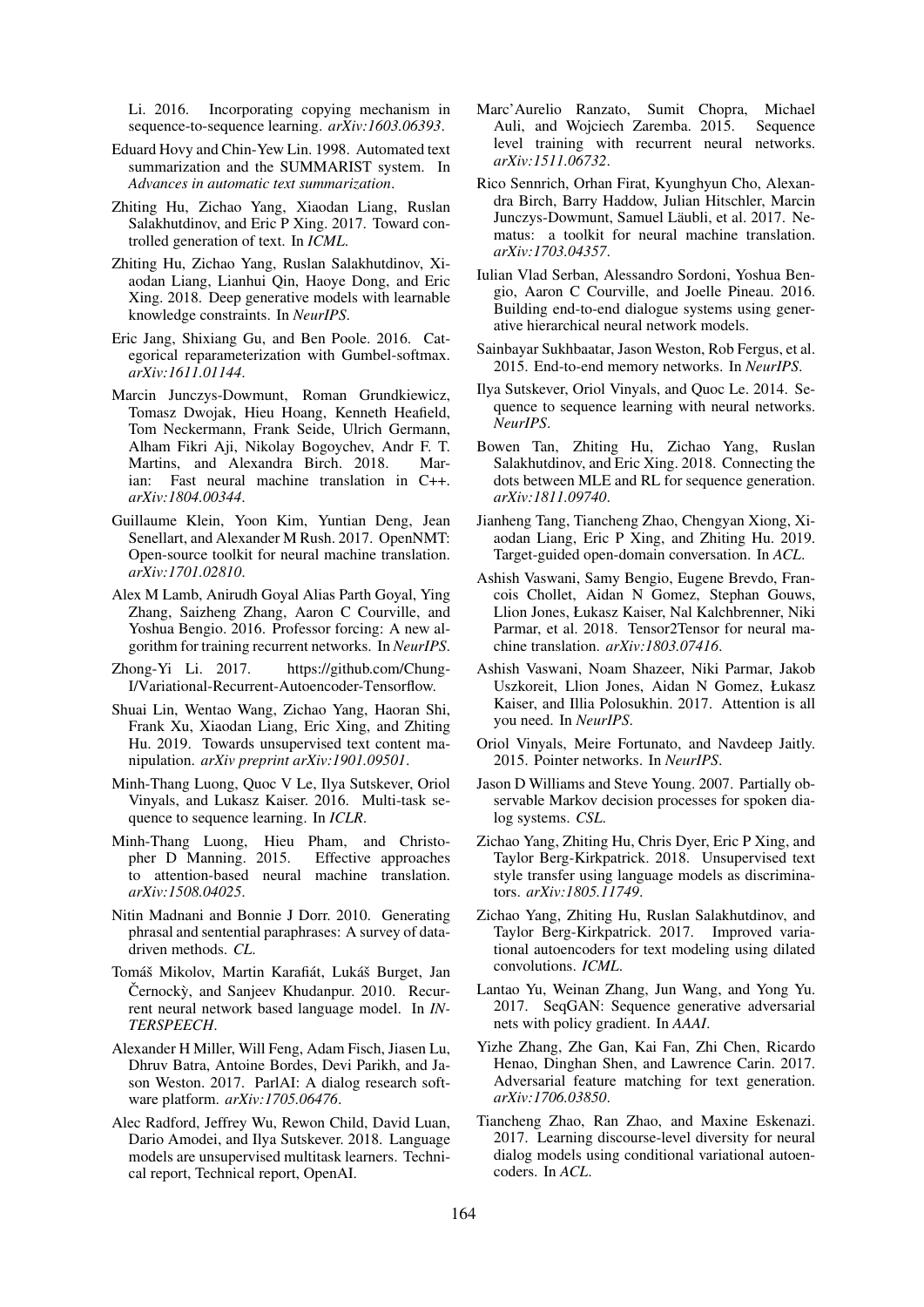Li. 2016. Incorporating copying mechanism in sequence-to-sequence learning. *arXiv:1603.06393*.

Eduard Hovy and Chin-Yew Lin. 1998. Automated text summarization and the SUMMARIST system. In *Advances in automatic text summarization*.

Zhiting Hu, Zichao Yang, Xiaodan Liang, Ruslan Salakhutdinov, and Eric P Xing. 2017. Toward controlled generation of text. In *ICML*.

Zhiting Hu, Zichao Yang, Ruslan Salakhutdinov, Xiaodan Liang, Lianhui Qin, Haoye Dong, and Eric Xing. 2018. Deep generative models with learnable knowledge constraints. In *NeurIPS*.

Eric Jang, Shixiang Gu, and Ben Poole. 2016. Categorical reparameterization with Gumbel-softmax. *arXiv:1611.01144*.

Marcin Junczys-Dowmunt, Roman Grundkiewicz, Tomasz Dwojak, Hieu Hoang, Kenneth Heafield, Tom Neckermann, Frank Seide, Ulrich Germann, Alham Fikri Aji, Nikolay Bogoychev, Andr F. T. Martins, and Alexandra Birch. 2018. Marian: Fast neural machine translation in C++. *arXiv:1804.00344*.

Guillaume Klein, Yoon Kim, Yuntian Deng, Jean Senellart, and Alexander M Rush. 2017. OpenNMT: Open-source toolkit for neural machine translation. *arXiv:1701.02810*.

Alex M Lamb, Anirudh Goyal Alias Parth Goyal, Ying Zhang, Saizheng Zhang, Aaron C Courville, and Yoshua Bengio. 2016. Professor forcing: A new algorithm for training recurrent networks. In *NeurIPS*.

Zhong-Yi Li. 2017. https://github.com/Chung-I/Variational-Recurrent-Autoencoder-Tensorflow.

Shuai Lin, Wentao Wang, Zichao Yang, Haoran Shi, Frank Xu, Xiaodan Liang, Eric Xing, and Zhiting Hu. 2019. Towards unsupervised text content manipulation. *arXiv preprint arXiv:1901.09501*.

Minh-Thang Luong, Quoc V Le, Ilya Sutskever, Oriol Vinyals, and Lukasz Kaiser. 2016. Multi-task sequence to sequence learning. In *ICLR*.

Minh-Thang Luong, Hieu Pham, and Christopher D Manning. 2015. Effective approaches to attention-based neural machine translation. *arXiv:1508.04025*.

Nitin Madnani and Bonnie J Dorr. 2010. Generating phrasal and sentential paraphrases: A survey of data-driven methods. *CL*.

Tomáš Mikolov, Martin Karafiát, Lukáš Burget, Jan Černockỳ, and Sanjeev Khudanpur. 2010. Recurrent neural network based language model. In *INTERSPEECH*.

Alexander H Miller, Will Feng, Adam Fisch, Jiasen Lu, Dhruv Batra, Antoine Bordes, Devi Parikh, and Jason Weston. 2017. ParlAI: A dialog research software platform. *arXiv:1705.06476*.

Alec Radford, Jeffrey Wu, Rewon Child, David Luan, Dario Amodei, and Ilya Sutskever. 2018. Language models are unsupervised multitask learners. Technical report, Technical report, OpenAI.

Marc'Aurelio Ranzato, Sumit Chopra, Michael Auli, and Wojciech Zaremba. 2015. Sequence level training with recurrent neural networks. *arXiv:1511.06732*.

Rico Sennrich, Orhan Firat, Kyunghyun Cho, Alexandra Birch, Barry Haddow, Julian Hitschler, Marcin Junczys-Dowmunt, Samuel Läubli, et al. 2017. Nematus: a toolkit for neural machine translation. *arXiv:1703.04357*.

Iulian Vlad Serban, Alessandro Sordoni, Yoshua Bengio, Aaron C Courville, and Joelle Pineau. 2016. Building end-to-end dialogue systems using generative hierarchical neural network models.

Sainbayar Sukhbaatar, Jason Weston, Rob Fergus, et al. 2015. End-to-end memory networks. In *NeurIPS*.

Ilya Sutskever, Oriol Vinyals, and Quoc Le. 2014. Sequence to sequence learning with neural networks. *NeurIPS*.

Bowen Tan, Zhiting Hu, Zichao Yang, Ruslan Salakhutdinov, and Eric Xing. 2018. Connecting the dots between MLE and RL for sequence generation. *arXiv:1811.09740*.

Jianheng Tang, Tiancheng Zhao, Chengyan Xiong, Xiaodan Liang, Eric P Xing, and Zhiting Hu. 2019. Target-guided open-domain conversation. In *ACL*.

Ashish Vaswani, Samy Bengio, Eugene Brevdo, Francois Chollet, Aidan N Gomez, Stephan Gouws, Llion Jones, Łukasz Kaiser, Nal Kalchbrenner, Niki Parmar, et al. 2018. Tensor2Tensor for neural machine translation. *arXiv:1803.07416*.

Ashish Vaswani, Noam Shazeer, Niki Parmar, Jakob Uszkoreit, Llion Jones, Aidan N Gomez, Łukasz Kaiser, and Illia Polosukhin. 2017. Attention is all you need. In *NeurIPS*.

Oriol Vinyals, Meire Fortunato, and Navdeep Jaitly. 2015. Pointer networks. In *NeurIPS*.

Jason D Williams and Steve Young. 2007. Partially observable Markov decision processes for spoken dialog systems. *CSL*.

Zichao Yang, Zhiting Hu, Chris Dyer, Eric P Xing, and Taylor Berg-Kirkpatrick. 2018. Unsupervised text style transfer using language models as discriminators. *arXiv:1805.11749*.

Zichao Yang, Zhiting Hu, Ruslan Salakhutdinov, and Taylor Berg-Kirkpatrick. 2017. Improved variational autoencoders for text modeling using dilated convolutions. *ICML*.

Lantao Yu, Weinan Zhang, Jun Wang, and Yong Yu. 2017. SeqGAN: Sequence generative adversarial nets with policy gradient. In *AAAI*.

Yizhe Zhang, Zhe Gan, Kai Fan, Zhi Chen, Ricardo Henao, Dinghan Shen, and Lawrence Carin. 2017. Adversarial feature matching for text generation. *arXiv:1706.03850*.

Tiancheng Zhao, Ran Zhao, and Maxine Eskenazi. 2017. Learning discourse-level diversity for neural dialog models using conditional variational autoencoders. In *ACL*.